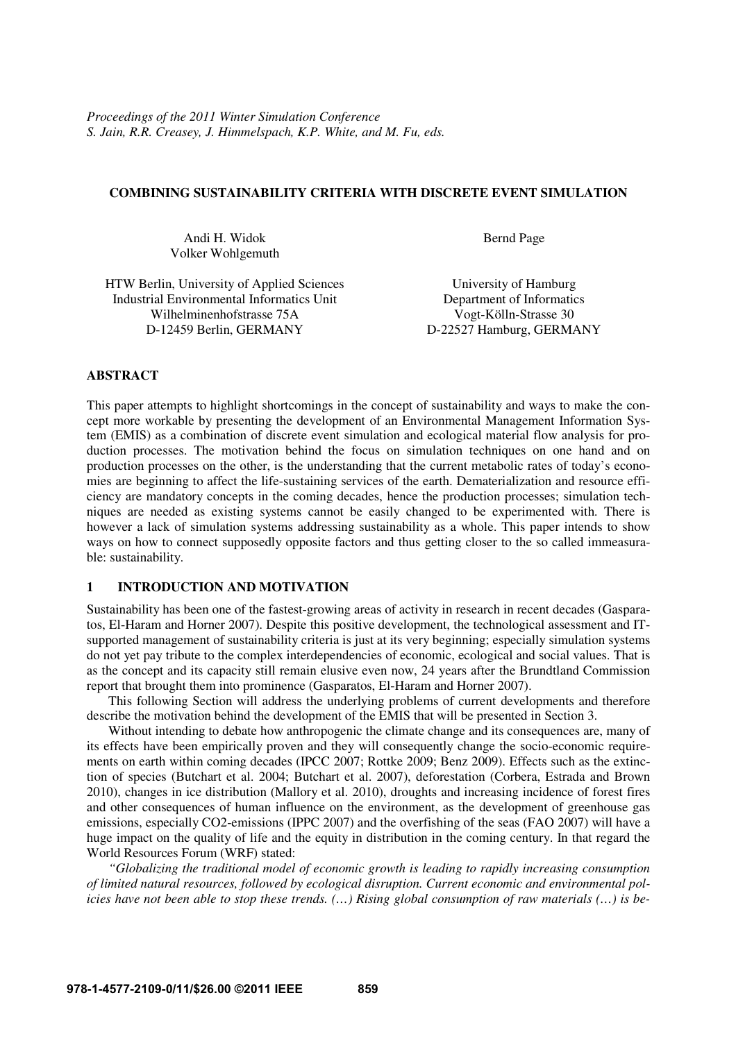*Proceedings of the 2011 Winter Simulation Conference*
*S. Jain, R.R. Creasey, J. Himmelspach, K.P. White, and M. Fu, eds.*

# COMBINING SUSTAINABILITY CRITERIA WITH DISCRETE EVENT SIMULATION

Andi H. Widok
Volker Wohlgemuth

HTW Berlin, University of Applied Sciences
Industrial Environmental Informatics Unit
Wilhelminenhofstrasse 75A
D-12459 Berlin, GERMANY

Bernd Page

University of Hamburg
Department of Informatics
Vogt-Kölln-Strasse 30
D-22527 Hamburg, GERMANY

## ABSTRACT

This paper attempts to highlight shortcomings in the concept of sustainability and ways to make the concept more workable by presenting the development of an Environmental Management Information System (EMIS) as a combination of discrete event simulation and ecological material flow analysis for production processes. The motivation behind the focus on simulation techniques on one hand and on production processes on the other, is the understanding that the current metabolic rates of today's economies are beginning to affect the life-sustaining services of the earth. Dematerialization and resource efficiency are mandatory concepts in the coming decades, hence the production processes; simulation techniques are needed as existing systems cannot be easily changed to be experimented with. There is however a lack of simulation systems addressing sustainability as a whole. This paper intends to show ways on how to connect supposedly opposite factors and thus getting closer to the so called immeasurable: sustainability.

## 1 INTRODUCTION AND MOTIVATION

Sustainability has been one of the fastest-growing areas of activity in research in recent decades (Gasparatos, El-Haram and Horner 2007). Despite this positive development, the technological assessment and IT-supported management of sustainability criteria is just at its very beginning; especially simulation systems do not yet pay tribute to the complex interdependencies of economic, ecological and social values. That is as the concept and its capacity still remain elusive even now, 24 years after the Brundtland Commission report that brought them into prominence (Gasparatos, El-Haram and Horner 2007).

This following Section will address the underlying problems of current developments and therefore describe the motivation behind the development of the EMIS that will be presented in Section 3.

Without intending to debate how anthropogenic the climate change and its consequences are, many of its effects have been empirically proven and they will consequently change the socio-economic requirements on earth within coming decades (IPCC 2007; Rottke 2009; Benz 2009). Effects such as the extinction of species (Butchart et al. 2004; Butchart et al. 2007), deforestation (Corbera, Estrada and Brown 2010), changes in ice distribution (Mallory et al. 2010), droughts and increasing incidence of forest fires and other consequences of human influence on the environment, as the development of greenhouse gas emissions, especially $CO_2$-emissions (IPPC 2007) and the overfishing of the seas (FAO 2007) will have a huge impact on the quality of life and the equity in distribution in the coming century. In that regard the World Resources Forum (WRF) stated:

*"Globalizing the traditional model of economic growth is leading to rapidly increasing consumption of limited natural resources, followed by ecological disruption. Current economic and environmental policies have not been able to stop these trends. (…) Rising global consumption of raw materials (…) is be-*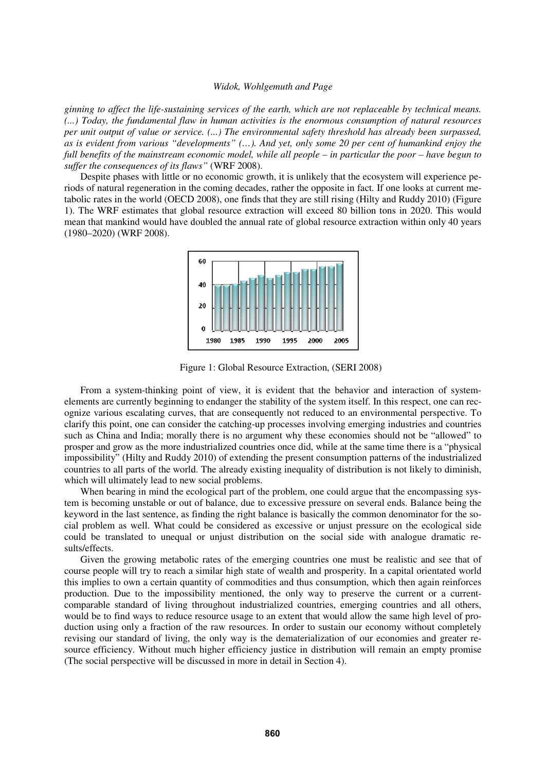*ginning to affect the life-sustaining services of the earth, which are not replaceable by technical means. (...) Today, the fundamental flaw in human activities is the enormous consumption of natural resources per unit output of value or service. (...) The environmental safety threshold has already been surpassed, as is evident from various "developments" (…). And yet, only some 20 per cent of humankind enjoy the full benefits of the mainstream economic model, while all people – in particular the poor – have begun to suffer the consequences of its flaws"* (WRF 2008).

Despite phases with little or no economic growth, it is unlikely that the ecosystem will experience periods of natural regeneration in the coming decades, rather the opposite in fact. If one looks at current metabolic rates in the world (OECD 2008), one finds that they are still rising (Hilty and Ruddy 2010) (Figure 1). The WRF estimates that global resource extraction will exceed 80 billion tons in 2020. This would mean that mankind would have doubled the annual rate of global resource extraction within only 40 years (1980–2020) (WRF 2008).

Figure 1: Global Resource Extraction, (SERI 2008)

From a system-thinking point of view, it is evident that the behavior and interaction of system-elements are currently beginning to endanger the stability of the system itself. In this respect, one can recognize various escalating curves, that are consequently not reduced to an environmental perspective. To clarify this point, one can consider the catching-up processes involving emerging industries and countries such as China and India; morally there is no argument why these economies should not be "allowed" to prosper and grow as the more industrialized countries once did, while at the same time there is a "physical impossibility" (Hilty and Ruddy 2010) of extending the present consumption patterns of the industrialized countries to all parts of the world. The already existing inequality of distribution is not likely to diminish, which will ultimately lead to new social problems.

When bearing in mind the ecological part of the problem, one could argue that the encompassing system is becoming unstable or out of balance, due to excessive pressure on several ends. Balance being the keyword in the last sentence, as finding the right balance is basically the common denominator for the social problem as well. What could be considered as excessive or unjust pressure on the ecological side could be translated to unequal or unjust distribution on the social side with analogue dramatic results/effects.

Given the growing metabolic rates of the emerging countries one must be realistic and see that of course people will try to reach a similar high state of wealth and prosperity. In a capital orientated world this implies to own a certain quantity of commodities and thus consumption, which then again reinforces production. Due to the impossibility mentioned, the only way to preserve the current or a current-comparable standard of living throughout industrialized countries, emerging countries and all others, would be to find ways to reduce resource usage to an extent that would allow the same high level of production using only a fraction of the raw resources. In order to sustain our economy without completely revising our standard of living, the only way is the dematerialization of our economies and greater resource efficiency. Without much higher efficiency justice in distribution will remain an empty promise (The social perspective will be discussed in more in detail in Section 4).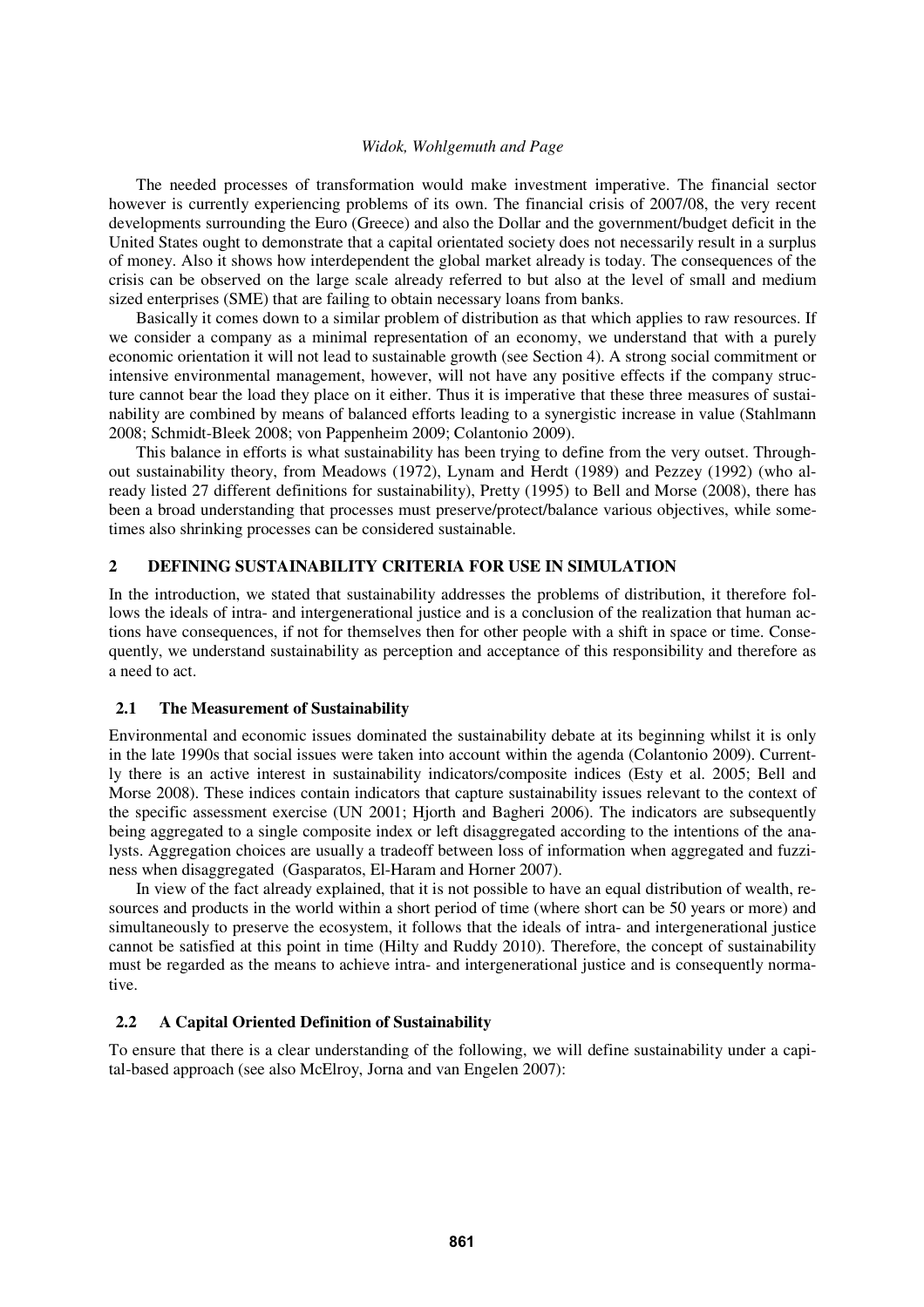The needed processes of transformation would make investment imperative. The financial sector however is currently experiencing problems of its own. The financial crisis of 2007/08, the very recent developments surrounding the Euro (Greece) and also the Dollar and the government/budget deficit in the United States ought to demonstrate that a capital orientated society does not necessarily result in a surplus of money. Also it shows how interdependent the global market already is today. The consequences of the crisis can be observed on the large scale already referred to but also at the level of small and medium sized enterprises (SME) that are failing to obtain necessary loans from banks.

Basically it comes down to a similar problem of distribution as that which applies to raw resources. If we consider a company as a minimal representation of an economy, we understand that with a purely economic orientation it will not lead to sustainable growth (see Section 4). A strong social commitment or intensive environmental management, however, will not have any positive effects if the company structure cannot bear the load they place on it either. Thus it is imperative that these three measures of sustainability are combined by means of balanced efforts leading to a synergistic increase in value (Stahlmann 2008; Schmidt-Bleek 2008; von Pappenheim 2009; Colantonio 2009).

This balance in efforts is what sustainability has been trying to define from the very outset. Throughout sustainability theory, from Meadows (1972), Lynam and Herdt (1989) and Pezzey (1992) (who already listed 27 different definitions for sustainability), Pretty (1995) to Bell and Morse (2008), there has been a broad understanding that processes must preserve/protect/balance various objectives, while sometimes also shrinking processes can be considered sustainable.

## 2 DEFINING SUSTAINABILITY CRITERIA FOR USE IN SIMULATION

In the introduction, we stated that sustainability addresses the problems of distribution, it therefore follows the ideals of intra- and intergenerational justice and is a conclusion of the realization that human actions have consequences, if not for themselves then for other people with a shift in space or time. Consequently, we understand sustainability as perception and acceptance of this responsibility and therefore as a need to act.

### 2.1 The Measurement of Sustainability

Environmental and economic issues dominated the sustainability debate at its beginning whilst it is only in the late 1990s that social issues were taken into account within the agenda (Colantonio 2009). Currently there is an active interest in sustainability indicators/composite indices (Esty et al. 2005; Bell and Morse 2008). These indices contain indicators that capture sustainability issues relevant to the context of the specific assessment exercise (UN 2001; Hjorth and Bagheri 2006). The indicators are subsequently being aggregated to a single composite index or left disaggregated according to the intentions of the analysts. Aggregation choices are usually a tradeoff between loss of information when aggregated and fuzziness when disaggregated (Gasparatos, El-Haram and Horner 2007).

In view of the fact already explained, that it is not possible to have an equal distribution of wealth, resources and products in the world within a short period of time (where short can be 50 years or more) and simultaneously to preserve the ecosystem, it follows that the ideals of intra- and intergenerational justice cannot be satisfied at this point in time (Hilty and Ruddy 2010). Therefore, the concept of sustainability must be regarded as the means to achieve intra- and intergenerational justice and is consequently normative.

### 2.2 A Capital Oriented Definition of Sustainability

To ensure that there is a clear understanding of the following, we will define sustainability under a capital-based approach (see also McElroy, Jorna and van Engelen 2007):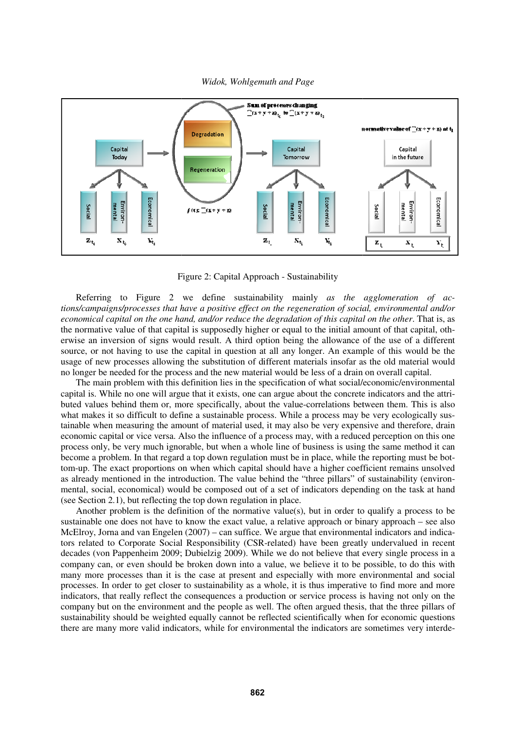Sum of processes changing
$\sum(x+y+z)_{t_0}$ to $\sum(x+y+z)_{t_1}$

normative value of $\sum(x+y+z)$ at $t_1$

Capital Today

Degradation

Regeneration

Capital Tomorrow

Capital in the future

Social

Environ-mental

Economical

$f(t): \sum(x+y+z)$

$Z_{t_0}$ $X_{t_0}$ $Y_{t_0}$

$Z_{t_1}$ $X_{t_1}$ $Y_{t_1}$

$Z_{t_1}$ $X_{t_1}$ $Y_{t_1}$

Figure 2: Capital Approach - Sustainability

Referring to Figure 2 we define sustainability mainly *as the agglomeration of actions/campaigns/processes that have a positive effect on the regeneration of social, environmental and/or economical capital on the one hand, and/or reduce the degradation of this capital on the other*. That is, as the normative value of that capital is supposedly higher or equal to the initial amount of that capital, otherwise an inversion of signs would result. A third option being the allowance of the use of a different source, or not having to use the capital in question at all any longer. An example of this would be the usage of new processes allowing the substitution of different materials insofar as the old material would no longer be needed for the process and the new material would be less of a drain on overall capital.

The main problem with this definition lies in the specification of what social/economic/environmental capital is. While no one will argue that it exists, one can argue about the concrete indicators and the attributed values behind them or, more specifically, about the value-correlations between them. This is also what makes it so difficult to define a sustainable process. While a process may be very ecologically sustainable when measuring the amount of material used, it may also be very expensive and therefore, drain economic capital or vice versa. Also the influence of a process may, with a reduced perception on this one process only, be very much ignorable, but when a whole line of business is using the same method it can become a problem. In that regard a top down regulation must be in place, while the reporting must be bottom-up. The exact proportions on when which capital should have a higher coefficient remains unsolved as already mentioned in the introduction. The value behind the "three pillars" of sustainability (environmental, social, economical) would be composed out of a set of indicators depending on the task at hand (see Section 2.1), but reflecting the top down regulation in place.

Another problem is the definition of the normative value(s), but in order to qualify a process to be sustainable one does not have to know the exact value, a relative approach or binary approach – see also McElroy, Jorna and van Engelen (2007) – can suffice. We argue that environmental indicators and indicators related to Corporate Social Responsibility (CSR-related) have been greatly undervalued in recent decades (von Pappenheim 2009; Dubielzig 2009). While we do not believe that every single process in a company can, or even should be broken down into a value, we believe it to be possible, to do this with many more processes than it is the case at present and especially with more environmental and social processes. In order to get closer to sustainability as a whole, it is thus imperative to find more and more indicators, that really reflect the consequences a production or service process is having not only on the company but on the environment and the people as well. The often argued thesis, that the three pillars of sustainability should be weighted equally cannot be reflected scientifically when for economic questions there are many more valid indicators, while for environmental the indicators are sometimes very interde-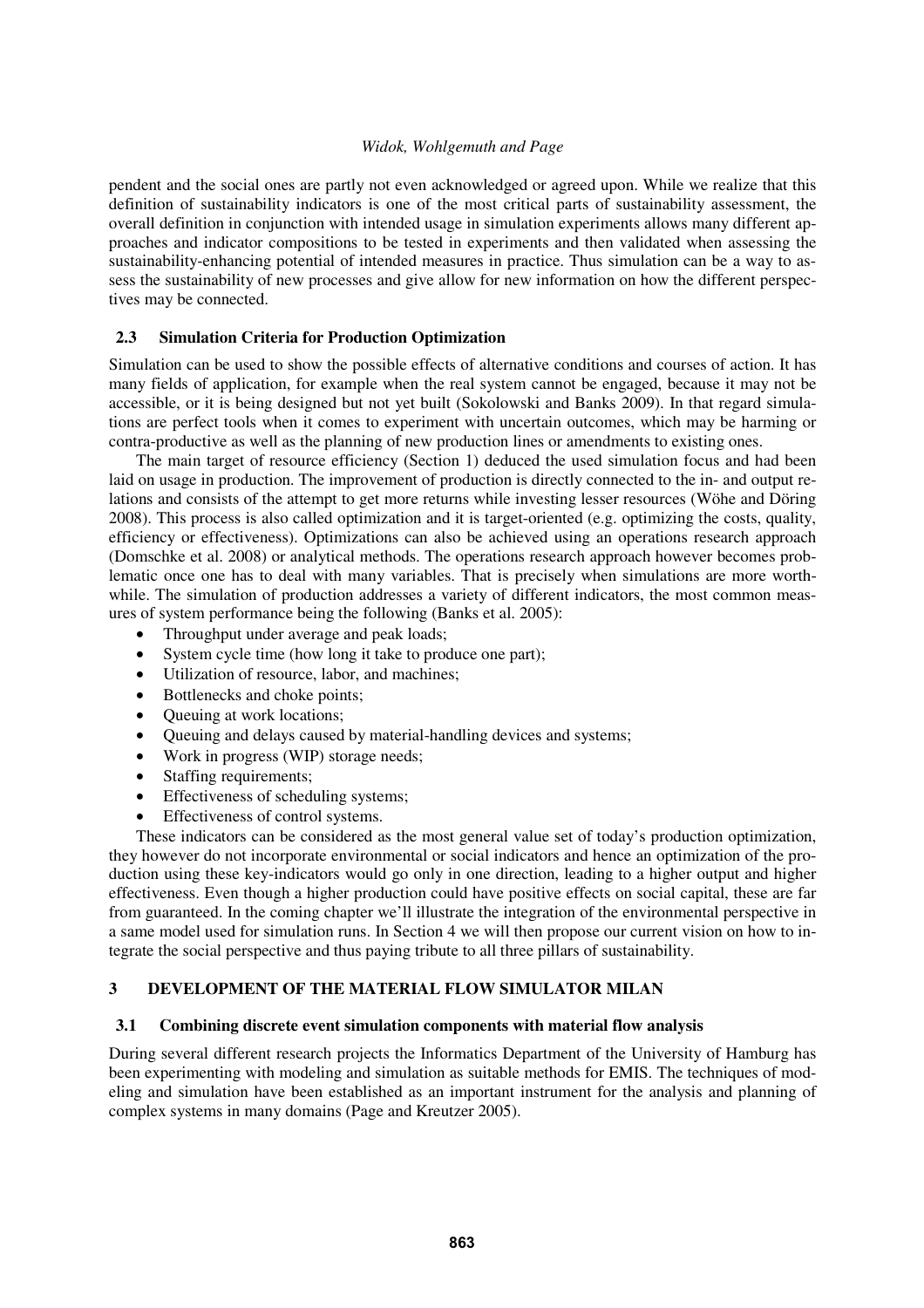pendent and the social ones are partly not even acknowledged or agreed upon. While we realize that this definition of sustainability indicators is one of the most critical parts of sustainability assessment, the overall definition in conjunction with intended usage in simulation experiments allows many different approaches and indicator compositions to be tested in experiments and then validated when assessing the sustainability-enhancing potential of intended measures in practice. Thus simulation can be a way to assess the sustainability of new processes and give allow for new information on how the different perspectives may be connected.

### 2.3 Simulation Criteria for Production Optimization

Simulation can be used to show the possible effects of alternative conditions and courses of action. It has many fields of application, for example when the real system cannot be engaged, because it may not be accessible, or it is being designed but not yet built (Sokolowski and Banks 2009). In that regard simulations are perfect tools when it comes to experiment with uncertain outcomes, which may be harming or contra-productive as well as the planning of new production lines or amendments to existing ones.

The main target of resource efficiency (Section 1) deduced the used simulation focus and had been laid on usage in production. The improvement of production is directly connected to the in- and output relations and consists of the attempt to get more returns while investing lesser resources (Wöhe and Döring 2008). This process is also called optimization and it is target-oriented (e.g. optimizing the costs, quality, efficiency or effectiveness). Optimizations can also be achieved using an operations research approach (Domschke et al. 2008) or analytical methods. The operations research approach however becomes problematic once one has to deal with many variables. That is precisely when simulations are more worthwhile. The simulation of production addresses a variety of different indicators, the most common measures of system performance being the following (Banks et al. 2005):

- Throughput under average and peak loads;
- System cycle time (how long it take to produce one part);
- Utilization of resource, labor, and machines;
- Bottlenecks and choke points;
- Queuing at work locations;
- Queuing and delays caused by material-handling devices and systems;
- Work in progress (WIP) storage needs;
- Staffing requirements;
- Effectiveness of scheduling systems;
- Effectiveness of control systems.

These indicators can be considered as the most general value set of today's production optimization, they however do not incorporate environmental or social indicators and hence an optimization of the production using these key-indicators would go only in one direction, leading to a higher output and higher effectiveness. Even though a higher production could have positive effects on social capital, these are far from guaranteed. In the coming chapter we'll illustrate the integration of the environmental perspective in a same model used for simulation runs. In Section 4 we will then propose our current vision on how to integrate the social perspective and thus paying tribute to all three pillars of sustainability.

## 3 DEVELOPMENT OF THE MATERIAL FLOW SIMULATOR MILAN

### 3.1 Combining discrete event simulation components with material flow analysis

During several different research projects the Informatics Department of the University of Hamburg has been experimenting with modeling and simulation as suitable methods for EMIS. The techniques of modeling and simulation have been established as an important instrument for the analysis and planning of complex systems in many domains (Page and Kreutzer 2005).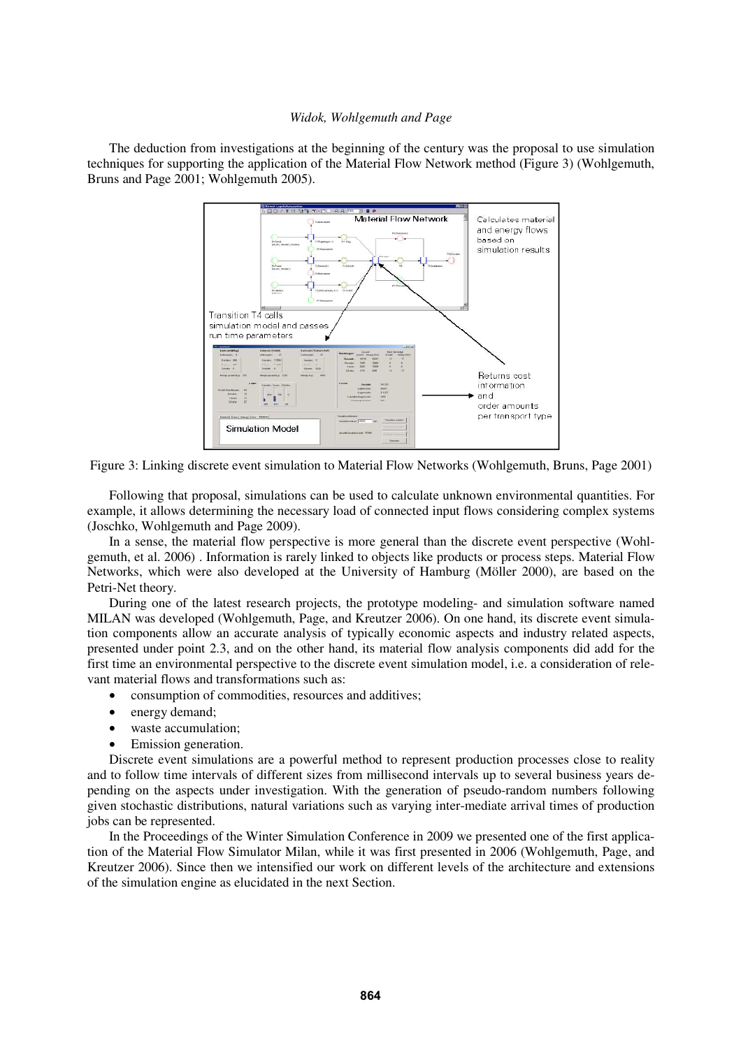The deduction from investigations at the beginning of the century was the proposal to use simulation techniques for supporting the application of the Material Flow Network method (Figure 3) (Wohlgemuth, Bruns and Page 2001; Wohlgemuth 2005).

Figure 3: Linking discrete event simulation to Material Flow Networks (Wohlgemuth, Bruns, Page 2001)

Following that proposal, simulations can be used to calculate unknown environmental quantities. For example, it allows determining the necessary load of connected input flows considering complex systems (Joschko, Wohlgemuth and Page 2009).

In a sense, the material flow perspective is more general than the discrete event perspective (Wohlgemuth, et al. 2006) . Information is rarely linked to objects like products or process steps. Material Flow Networks, which were also developed at the University of Hamburg (Möller 2000), are based on the Petri-Net theory.

During one of the latest research projects, the prototype modeling- and simulation software named MILAN was developed (Wohlgemuth, Page, and Kreutzer 2006). On one hand, its discrete event simulation components allow an accurate analysis of typically economic aspects and industry related aspects, presented under point 2.3, and on the other hand, its material flow analysis components did add for the first time an environmental perspective to the discrete event simulation model, i.e. a consideration of relevant material flows and transformations such as:

- consumption of commodities, resources and additives;
- energy demand;
- waste accumulation;
- Emission generation.

Discrete event simulations are a powerful method to represent production processes close to reality and to follow time intervals of different sizes from millisecond intervals up to several business years depending on the aspects under investigation. With the generation of pseudo-random numbers following given stochastic distributions, natural variations such as varying inter-mediate arrival times of production jobs can be represented.

In the Proceedings of the Winter Simulation Conference in 2009 we presented one of the first application of the Material Flow Simulator Milan, while it was first presented in 2006 (Wohlgemuth, Page, and Kreutzer 2006). Since then we intensified our work on different levels of the architecture and extensions of the simulation engine as elucidated in the next Section.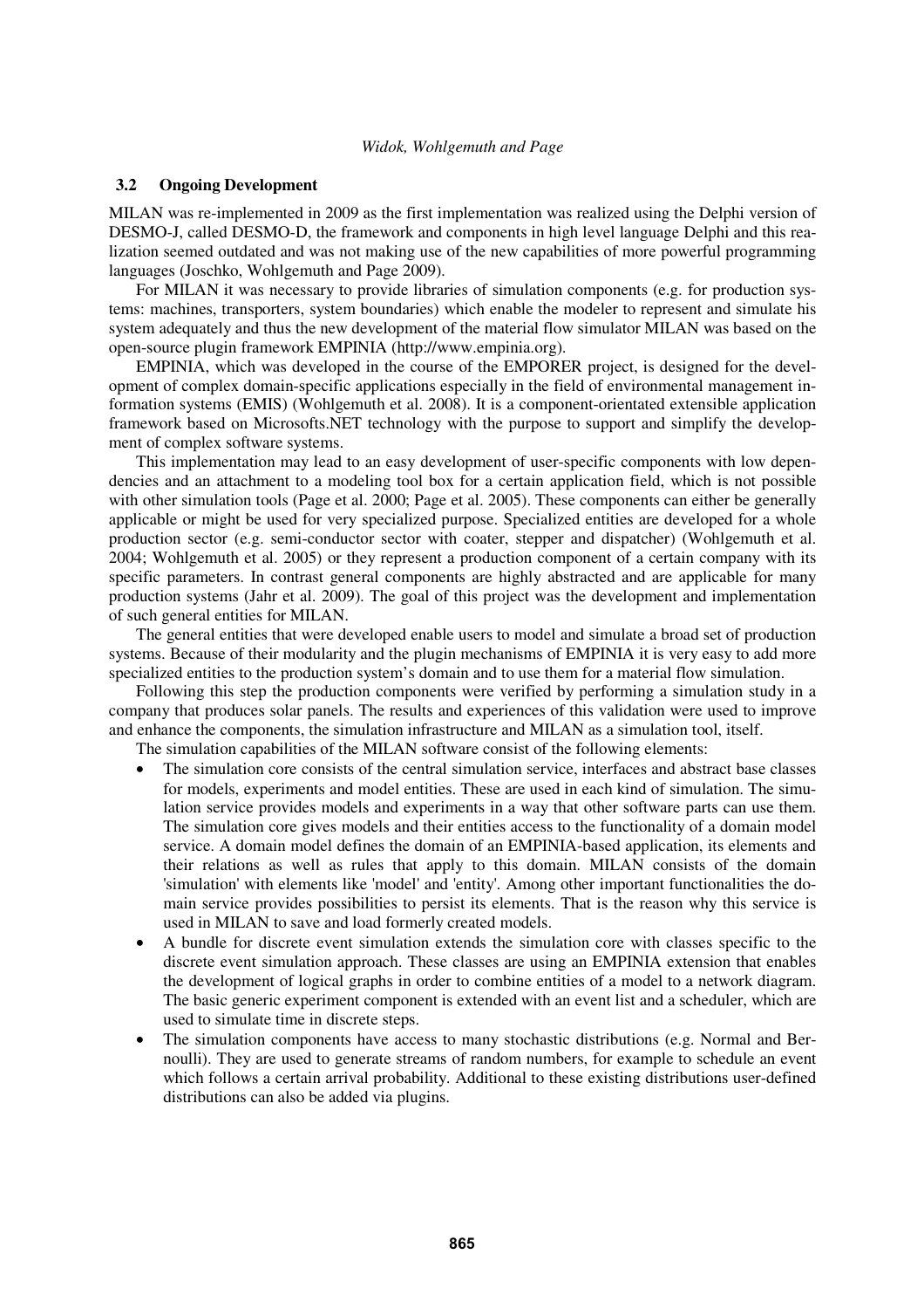### 3.2 Ongoing Development

MILAN was re-implemented in 2009 as the first implementation was realized using the Delphi version of DESMO-J, called DESMO-D, the framework and components in high level language Delphi and this realization seemed outdated and was not making use of the new capabilities of more powerful programming languages (Joschko, Wohlgemuth and Page 2009).

For MILAN it was necessary to provide libraries of simulation components (e.g. for production systems: machines, transporters, system boundaries) which enable the modeler to represent and simulate his system adequately and thus the new development of the material flow simulator MILAN was based on the open-source plugin framework EMPINIA (http://www.empinia.org).

EMPINIA, which was developed in the course of the EMPORER project, is designed for the development of complex domain-specific applications especially in the field of environmental management information systems (EMIS) (Wohlgemuth et al. 2008). It is a component-orientated extensible application framework based on Microsofts.NET technology with the purpose to support and simplify the development of complex software systems.

This implementation may lead to an easy development of user-specific components with low dependencies and an attachment to a modeling tool box for a certain application field, which is not possible with other simulation tools (Page et al. 2000; Page et al. 2005). These components can either be generally applicable or might be used for very specialized purpose. Specialized entities are developed for a whole production sector (e.g. semi-conductor sector with coater, stepper and dispatcher) (Wohlgemuth et al. 2004; Wohlgemuth et al. 2005) or they represent a production component of a certain company with its specific parameters. In contrast general components are highly abstracted and are applicable for many production systems (Jahr et al. 2009). The goal of this project was the development and implementation of such general entities for MILAN.

The general entities that were developed enable users to model and simulate a broad set of production systems. Because of their modularity and the plugin mechanisms of EMPINIA it is very easy to add more specialized entities to the production system's domain and to use them for a material flow simulation.

Following this step the production components were verified by performing a simulation study in a company that produces solar panels. The results and experiences of this validation were used to improve and enhance the components, the simulation infrastructure and MILAN as a simulation tool, itself.

The simulation capabilities of the MILAN software consist of the following elements:

- The simulation core consists of the central simulation service, interfaces and abstract base classes for models, experiments and model entities. These are used in each kind of simulation. The simulation service provides models and experiments in a way that other software parts can use them. The simulation core gives models and their entities access to the functionality of a domain model service. A domain model defines the domain of an EMPINIA-based application, its elements and their relations as well as rules that apply to this domain. MILAN consists of the domain 'simulation' with elements like 'model' and 'entity'. Among other important functionalities the domain service provides possibilities to persist its elements. That is the reason why this service is used in MILAN to save and load formerly created models.
- A bundle for discrete event simulation extends the simulation core with classes specific to the discrete event simulation approach. These classes are using an EMPINIA extension that enables the development of logical graphs in order to combine entities of a model to a network diagram. The basic generic experiment component is extended with an event list and a scheduler, which are used to simulate time in discrete steps.
- The simulation components have access to many stochastic distributions (e.g. Normal and Bernoulli). They are used to generate streams of random numbers, for example to schedule an event which follows a certain arrival probability. Additional to these existing distributions user-defined distributions can also be added via plugins.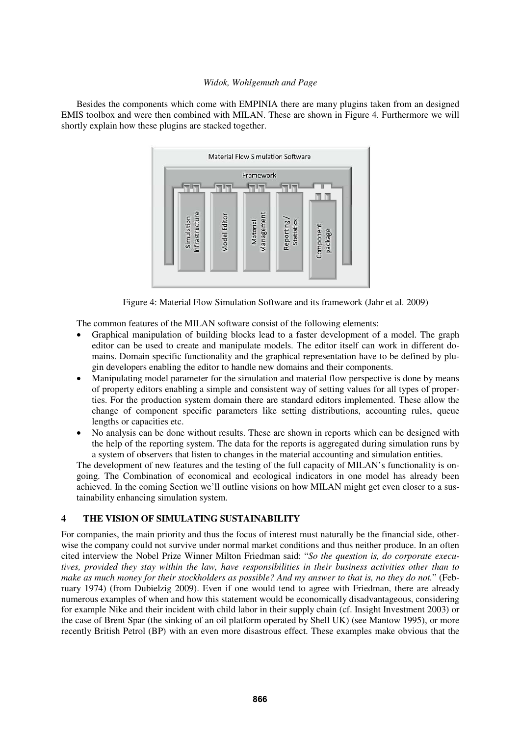Besides the components which come with EMPINIA there are many plugins taken from an designed EMIS toolbox and were then combined with MILAN. These are shown in Figure 4. Furthermore we will shortly explain how these plugins are stacked together.

Material Flow Simulation Software

Framework

Simulation Infrastructure

Model Editor

Material Management

Reporting / Statistics

Component package

Figure 4: Material Flow Simulation Software and its framework (Jahr et al. 2009)

The common features of the MILAN software consist of the following elements:

- Graphical manipulation of building blocks lead to a faster development of a model. The graph editor can be used to create and manipulate models. The editor itself can work in different domains. Domain specific functionality and the graphical representation have to be defined by plugin developers enabling the editor to handle new domains and their components.
- Manipulating model parameter for the simulation and material flow perspective is done by means of property editors enabling a simple and consistent way of setting values for all types of properties. For the production system domain there are standard editors implemented. These allow the change of component specific parameters like setting distributions, accounting rules, queue lengths or capacities etc.
- No analysis can be done without results. These are shown in reports which can be designed with the help of the reporting system. The data for the reports is aggregated during simulation runs by a system of observers that listen to changes in the material accounting and simulation entities.

The development of new features and the testing of the full capacity of MILAN's functionality is ongoing. The Combination of economical and ecological indicators in one model has already been achieved. In the coming Section we'll outline visions on how MILAN might get even closer to a sustainability enhancing simulation system.

## 4 THE VISION OF SIMULATING SUSTAINABILITY

For companies, the main priority and thus the focus of interest must naturally be the financial side, otherwise the company could not survive under normal market conditions and thus neither produce. In an often cited interview the Nobel Prize Winner Milton Friedman said: "*So the question is, do corporate executives, provided they stay within the law, have responsibilities in their business activities other than to make as much money for their stockholders as possible? And my answer to that is, no they do not.*" (February 1974) (from Dubielzig 2009). Even if one would tend to agree with Friedman, there are already numerous examples of when and how this statement would be economically disadvantageous, considering for example Nike and their incident with child labor in their supply chain (cf. Insight Investment 2003) or the case of Brent Spar (the sinking of an oil platform operated by Shell UK) (see Mantow 1995), or more recently British Petrol (BP) with an even more disastrous effect. These examples make obvious that the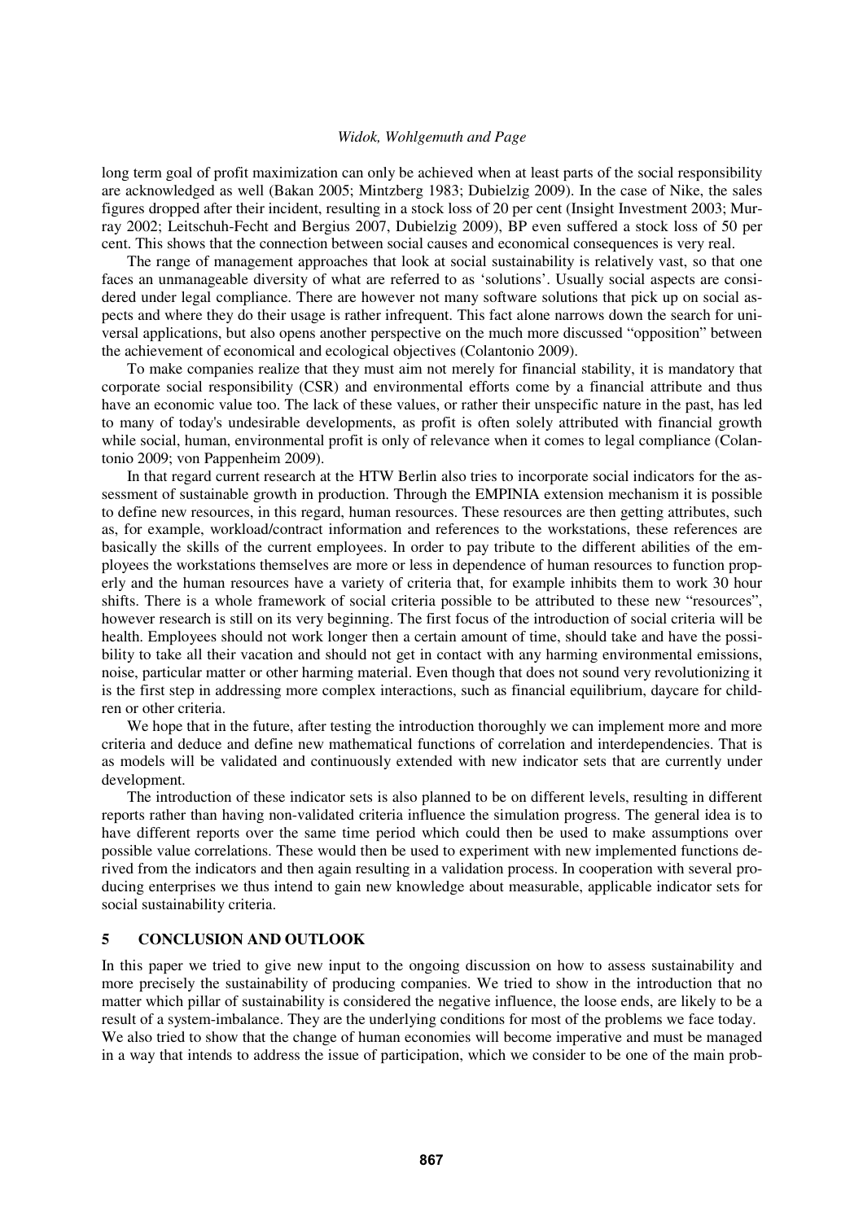long term goal of profit maximization can only be achieved when at least parts of the social responsibility are acknowledged as well (Bakan 2005; Mintzberg 1983; Dubielzig 2009). In the case of Nike, the sales figures dropped after their incident, resulting in a stock loss of 20 per cent (Insight Investment 2003; Murray 2002; Leitschuh-Fecht and Bergius 2007, Dubielzig 2009), BP even suffered a stock loss of 50 per cent. This shows that the connection between social causes and economical consequences is very real.

The range of management approaches that look at social sustainability is relatively vast, so that one faces an unmanageable diversity of what are referred to as 'solutions'. Usually social aspects are considered under legal compliance. There are however not many software solutions that pick up on social aspects and where they do their usage is rather infrequent. This fact alone narrows down the search for universal applications, but also opens another perspective on the much more discussed "opposition" between the achievement of economical and ecological objectives (Colantonio 2009).

To make companies realize that they must aim not merely for financial stability, it is mandatory that corporate social responsibility (CSR) and environmental efforts come by a financial attribute and thus have an economic value too. The lack of these values, or rather their unspecific nature in the past, has led to many of today's undesirable developments, as profit is often solely attributed with financial growth while social, human, environmental profit is only of relevance when it comes to legal compliance (Colantonio 2009; von Pappenheim 2009).

In that regard current research at the HTW Berlin also tries to incorporate social indicators for the assessment of sustainable growth in production. Through the EMPINIA extension mechanism it is possible to define new resources, in this regard, human resources. These resources are then getting attributes, such as, for example, workload/contract information and references to the workstations, these references are basically the skills of the current employees. In order to pay tribute to the different abilities of the employees the workstations themselves are more or less in dependence of human resources to function properly and the human resources have a variety of criteria that, for example inhibits them to work 30 hour shifts. There is a whole framework of social criteria possible to be attributed to these new "resources", however research is still on its very beginning. The first focus of the introduction of social criteria will be health. Employees should not work longer then a certain amount of time, should take and have the possibility to take all their vacation and should not get in contact with any harming environmental emissions, noise, particular matter or other harming material. Even though that does not sound very revolutionizing it is the first step in addressing more complex interactions, such as financial equilibrium, daycare for children or other criteria.

We hope that in the future, after testing the introduction thoroughly we can implement more and more criteria and deduce and define new mathematical functions of correlation and interdependencies. That is as models will be validated and continuously extended with new indicator sets that are currently under development.

The introduction of these indicator sets is also planned to be on different levels, resulting in different reports rather than having non-validated criteria influence the simulation progress. The general idea is to have different reports over the same time period which could then be used to make assumptions over possible value correlations. These would then be used to experiment with new implemented functions derived from the indicators and then again resulting in a validation process. In cooperation with several producing enterprises we thus intend to gain new knowledge about measurable, applicable indicator sets for social sustainability criteria.

## 5 CONCLUSION AND OUTLOOK

In this paper we tried to give new input to the ongoing discussion on how to assess sustainability and more precisely the sustainability of producing companies. We tried to show in the introduction that no matter which pillar of sustainability is considered the negative influence, the loose ends, are likely to be a result of a system-imbalance. They are the underlying conditions for most of the problems we face today.
We also tried to show that the change of human economies will become imperative and must be managed in a way that intends to address the issue of participation, which we consider to be one of the main prob-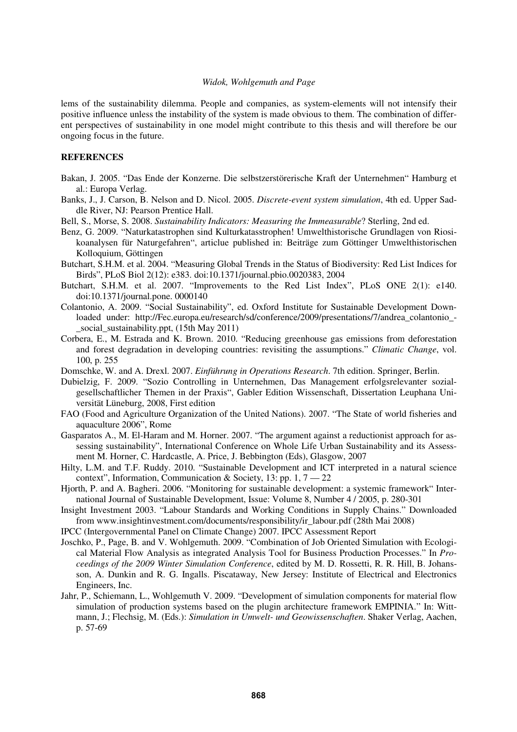lems of the sustainability dilemma. People and companies, as system-elements will not intensify their positive influence unless the instability of the system is made obvious to them. The combination of different perspectives of sustainability in one model might contribute to this thesis and will therefore be our ongoing focus in the future.

## REFERENCES

Bakan, J. 2005. "Das Ende der Konzerne. Die selbstzerstörerische Kraft der Unternehmen" Hamburg et al.: Europa Verlag.

Banks, J., J. Carson, B. Nelson and D. Nicol. 2005. *Discrete-event system simulation*, 4th ed. Upper Saddle River, NJ: Pearson Prentice Hall.

Bell, S., Morse, S. 2008. *Sustainability Indicators: Measuring the Immeasurable*? Sterling, 2nd ed.

Benz, G. 2009. "Naturkatastrophen sind Kulturkatasstrophen! Umwelthistorische Grundlagen von Riosikoanalysen für Naturgefahren", articlue published in: Beiträge zum Göttinger Umwelthistorischen Kolloquium, Göttingen

Butchart, S.H.M. et al. 2004. "Measuring Global Trends in the Status of Biodiversity: Red List Indices for Birds", PLoS Biol 2(12): e383. doi:10.1371/journal.pbio.0020383, 2004

Butchart, S.H.M. et al. 2007. "Improvements to the Red List Index", PLoS ONE 2(1): e140. doi:10.1371/journal.pone. 0000140

Colantonio, A. 2009. "Social Sustainability", ed. Oxford Institute for Sustainable Development Downloaded under: http://Fec.europa.eu/research/sd/conference/2009/presentations/7/andrea_colantonio_-_social_sustainability.ppt, (15th May 2011)

Corbera, E., M. Estrada and K. Brown. 2010. "Reducing greenhouse gas emissions from deforestation and forest degradation in developing countries: revisiting the assumptions." *Climatic Change*, vol. 100, p. 255

Domschke, W. and A. Drexl. 2007. *Einführung in Operations Research*. 7th edition. Springer, Berlin.

Dubielzig, F. 2009. "Sozio Controlling in Unternehmen, Das Management erfolgsrelevanter sozialgesellschaftlicher Themen in der Praxis", Gabler Edition Wissenschaft, Dissertation Leuphana Universität Lüneburg, 2008, First edition

FAO (Food and Agriculture Organization of the United Nations). 2007. "The State of world fisheries and aquaculture 2006", Rome

Gasparatos A., M. El-Haram and M. Horner. 2007. "The argument against a reductionist approach for assessing sustainability", International Conference on Whole Life Urban Sustainability and its Assessment M. Horner, C. Hardcastle, A. Price, J. Bebbington (Eds), Glasgow, 2007

Hilty, L.M. and T.F. Ruddy. 2010. "Sustainable Development and ICT interpreted in a natural science context", Information, Communication & Society, 13: pp. 1, 7 — 22

Hjorth, P. and A. Bagheri. 2006. "Monitoring for sustainable development: a systemic framework" International Journal of Sustainable Development, Issue: Volume 8, Number 4 / 2005, p. 280-301

Insight Investment 2003. "Labour Standards and Working Conditions in Supply Chains." Downloaded from www.insightinvestment.com/documents/responsibility/ir_labour.pdf (28th Mai 2008)

IPCC (Intergovernmental Panel on Climate Change) 2007. IPCC Assessment Report

Joschko, P., Page, B. and V. Wohlgemuth. 2009. "Combination of Job Oriented Simulation with Ecological Material Flow Analysis as integrated Analysis Tool for Business Production Processes." In *Proceedings of the 2009 Winter Simulation Conference*, edited by M. D. Rossetti, R. R. Hill, B. Johansson, A. Dunkin and R. G. Ingalls. Piscataway, New Jersey: Institute of Electrical and Electronics Engineers, Inc.

Jahr, P., Schiemann, L., Wohlgemuth V. 2009. "Development of simulation components for material flow simulation of production systems based on the plugin architecture framework EMPINIA." In: Wittmann, J.; Flechsig, M. (Eds.): *Simulation in Umwelt- und Geowissenschaften*. Shaker Verlag, Aachen, p. 57-69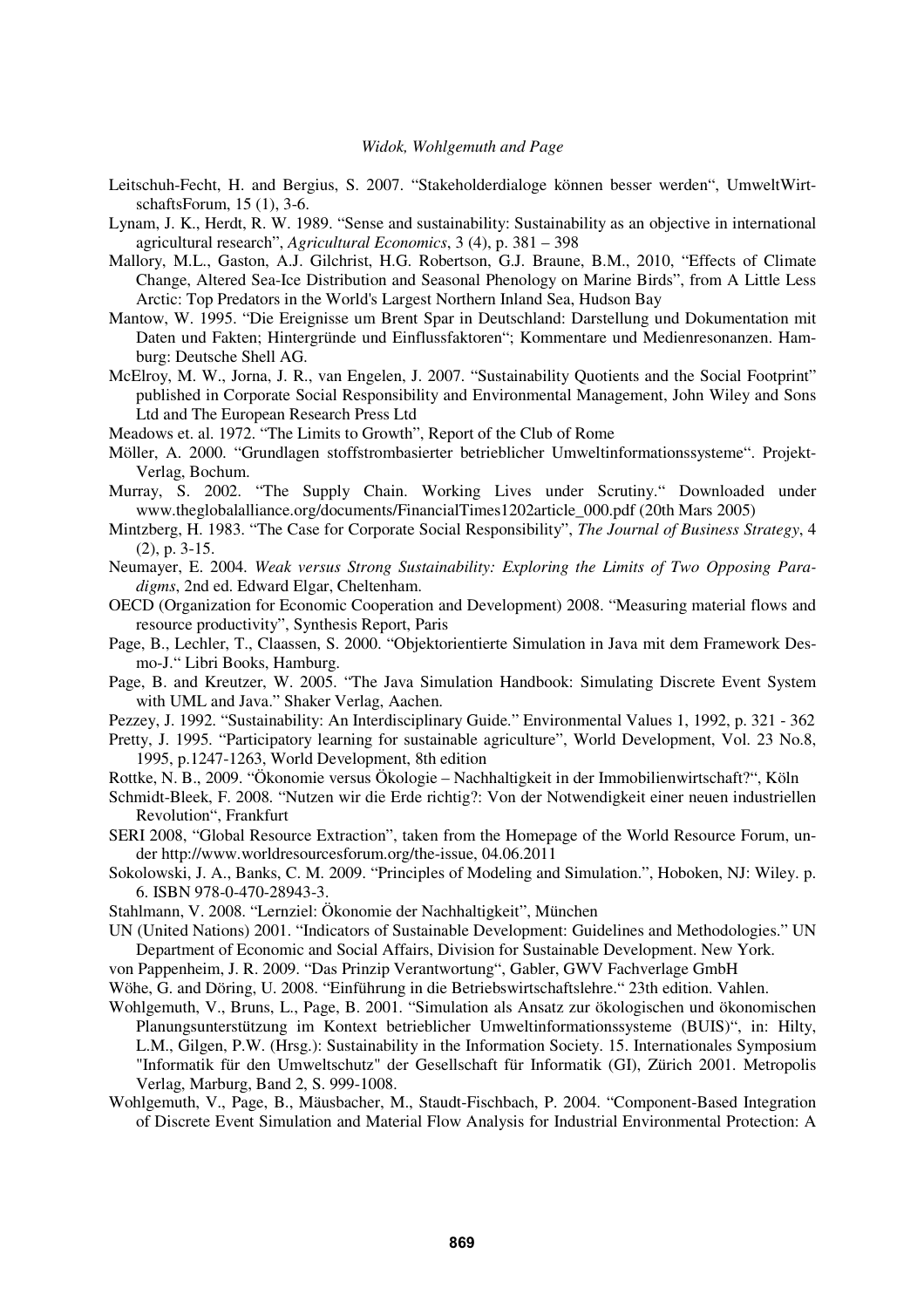Leitschuh-Fecht, H. and Bergius, S. 2007. “Stakeholderdialoge können besser werden“, UmweltWirtschaftsForum, 15 (1), 3-6.

Lynam, J. K., Herdt, R. W. 1989. “Sense and sustainability: Sustainability as an objective in international agricultural research”, *Agricultural Economics*, 3 (4), p. 381 – 398

Mallory, M.L., Gaston, A.J. Gilchrist, H.G. Robertson, G.J. Braune, B.M., 2010, “Effects of Climate Change, Altered Sea-Ice Distribution and Seasonal Phenology on Marine Birds”, from A Little Less Arctic: Top Predators in the World's Largest Northern Inland Sea, Hudson Bay

Mantow, W. 1995. “Die Ereignisse um Brent Spar in Deutschland: Darstellung und Dokumentation mit Daten und Fakten; Hintergründe und Einflussfaktoren“; Kommentare und Medienresonanzen. Hamburg: Deutsche Shell AG.

McElroy, M. W., Jorna, J. R., van Engelen, J. 2007. “Sustainability Quotients and the Social Footprint” published in Corporate Social Responsibility and Environmental Management, John Wiley and Sons Ltd and The European Research Press Ltd

Meadows et. al. 1972. “The Limits to Growth”, Report of the Club of Rome

Möller, A. 2000. “Grundlagen stoffstrombasierter betrieblicher Umweltinformationssysteme“. Projekt-Verlag, Bochum.

Murray, S. 2002. “The Supply Chain. Working Lives under Scrutiny.“ Downloaded under www.theglobalalliance.org/documents/FinancialTimes1202article_000.pdf (20th Mars 2005)

Mintzberg, H. 1983. “The Case for Corporate Social Responsibility”, *The Journal of Business Strategy*, 4 (2), p. 3-15.

Neumayer, E. 2004. *Weak versus Strong Sustainability: Exploring the Limits of Two Opposing Paradigms*, 2nd ed. Edward Elgar, Cheltenham.

OECD (Organization for Economic Cooperation and Development) 2008. “Measuring material flows and resource productivity”, Synthesis Report, Paris

Page, B., Lechler, T., Claassen, S. 2000. “Objektorientierte Simulation in Java mit dem Framework Desmo-J.“ Libri Books, Hamburg.

Page, B. and Kreutzer, W. 2005. “The Java Simulation Handbook: Simulating Discrete Event System with UML and Java.” Shaker Verlag, Aachen.

Pezzey, J. 1992. “Sustainability: An Interdisciplinary Guide.” Environmental Values 1, 1992, p. 321 - 362

Pretty, J. 1995. “Participatory learning for sustainable agriculture”, World Development, Vol. 23 No.8, 1995, p.1247-1263, World Development, 8th edition

Rottke, N. B., 2009. “Ökonomie versus Ökologie – Nachhaltigkeit in der Immobilienwirtschaft?“, Köln

Schmidt-Bleek, F. 2008. “Nutzen wir die Erde richtig?: Von der Notwendigkeit einer neuen industriellen Revolution“, Frankfurt

SERI 2008, “Global Resource Extraction”, taken from the Homepage of the World Resource Forum, under http://www.worldresourcesforum.org/the-issue, 04.06.2011

Sokolowski, J. A., Banks, C. M. 2009. “Principles of Modeling and Simulation.”, Hoboken, NJ: Wiley. p. 6. ISBN 978-0-470-28943-3.

Stahlmann, V. 2008. “Lernziel: Ökonomie der Nachhaltigkeit”, München

UN (United Nations) 2001. “Indicators of Sustainable Development: Guidelines and Methodologies.” UN Department of Economic and Social Affairs, Division for Sustainable Development. New York.

von Pappenheim, J. R. 2009. “Das Prinzip Verantwortung“, Gabler, GWV Fachverlage GmbH

Wöhe, G. and Döring, U. 2008. “Einführung in die Betriebswirtschaftslehre.“ 23th edition. Vahlen.

Wohlgemuth, V., Bruns, L., Page, B. 2001. “Simulation als Ansatz zur ökologischen und ökonomischen Planungsunterstützung im Kontext betrieblicher Umweltinformationssysteme (BUIS)“, in: Hilty, L.M., Gilgen, P.W. (Hrsg.): Sustainability in the Information Society. 15. Internationales Symposium "Informatik für den Umweltschutz" der Gesellschaft für Informatik (GI), Zürich 2001. Metropolis Verlag, Marburg, Band 2, S. 999-1008.

Wohlgemuth, V., Page, B., Mäusbacher, M., Staudt-Fischbach, P. 2004. “Component-Based Integration of Discrete Event Simulation and Material Flow Analysis for Industrial Environmental Protection: A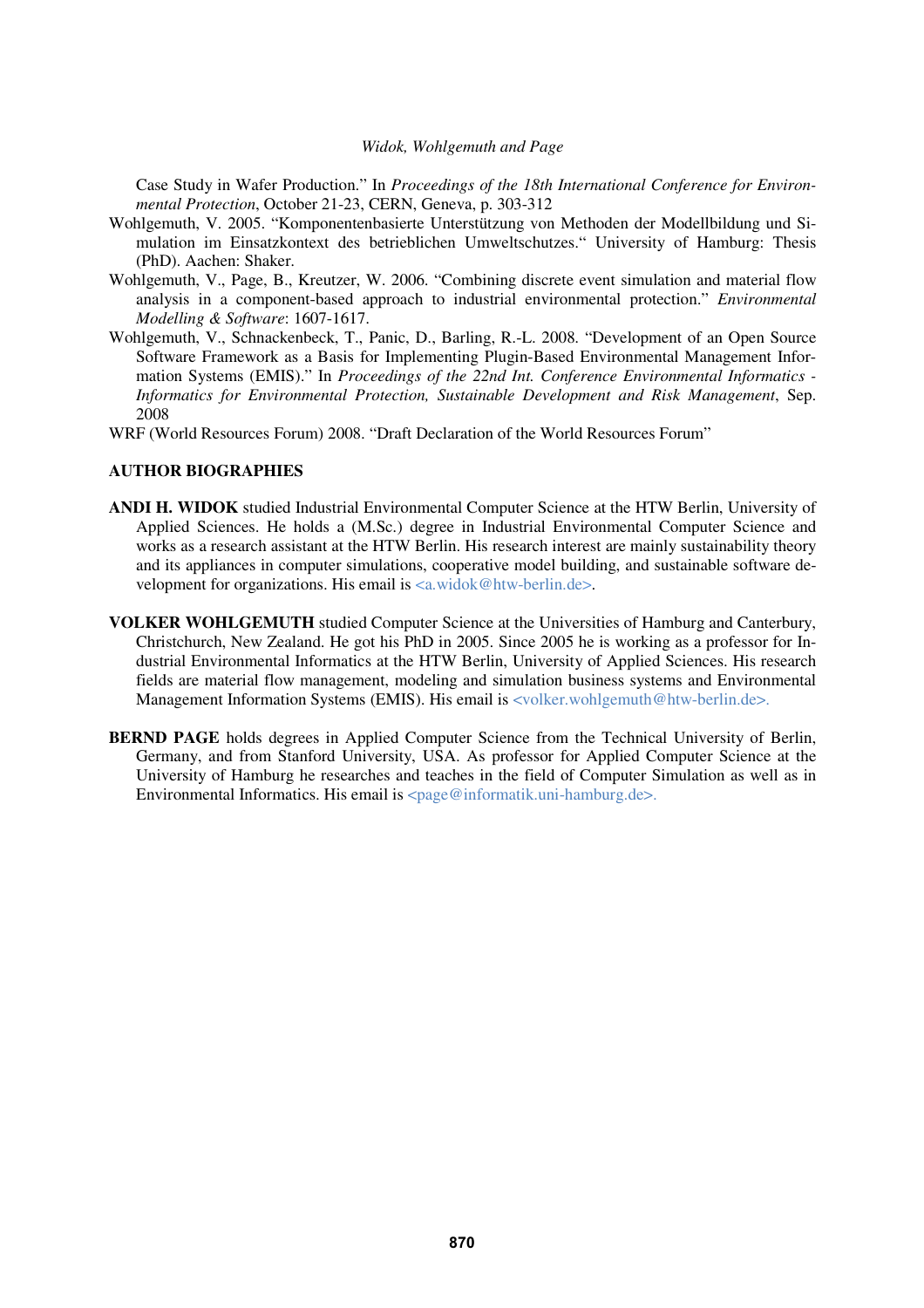Case Study in Wafer Production." In *Proceedings of the 18th International Conference for Environmental Protection*, October 21-23, CERN, Geneva, p. 303-312

Wohlgemuth, V. 2005. "Komponentenbasierte Unterstützung von Methoden der Modellbildung und Simulation im Einsatzkontext des betrieblichen Umweltschutzes." University of Hamburg: Thesis (PhD). Aachen: Shaker.

Wohlgemuth, V., Page, B., Kreutzer, W. 2006. "Combining discrete event simulation and material flow analysis in a component-based approach to industrial environmental protection." *Environmental Modelling & Software*: 1607-1617.

Wohlgemuth, V., Schnackenbeck, T., Panic, D., Barling, R.-L. 2008. "Development of an Open Source Software Framework as a Basis for Implementing Plugin-Based Environmental Management Information Systems (EMIS)." In *Proceedings of the 22nd Int. Conference Environmental Informatics - Informatics for Environmental Protection, Sustainable Development and Risk Management*, Sep. 2008

WRF (World Resources Forum) 2008. "Draft Declaration of the World Resources Forum"

## AUTHOR BIOGRAPHIES

**ANDI H. WIDOK** studied Industrial Environmental Computer Science at the HTW Berlin, University of Applied Sciences. He holds a (M.Sc.) degree in Industrial Environmental Computer Science and works as a research assistant at the HTW Berlin. His research interest are mainly sustainability theory and its appliances in computer simulations, cooperative model building, and sustainable software development for organizations. His email is <a.widok@htw-berlin.de>.

**VOLKER WOHLGEMUTH** studied Computer Science at the Universities of Hamburg and Canterbury, Christchurch, New Zealand. He got his PhD in 2005. Since 2005 he is working as a professor for Industrial Environmental Informatics at the HTW Berlin, University of Applied Sciences. His research fields are material flow management, modeling and simulation business systems and Environmental Management Information Systems (EMIS). His email is <volker.wohlgemuth@htw-berlin.de>.

**BERND PAGE** holds degrees in Applied Computer Science from the Technical University of Berlin, Germany, and from Stanford University, USA. As professor for Applied Computer Science at the University of Hamburg he researches and teaches in the field of Computer Simulation as well as in Environmental Informatics. His email is <page@informatik.uni-hamburg.de>.